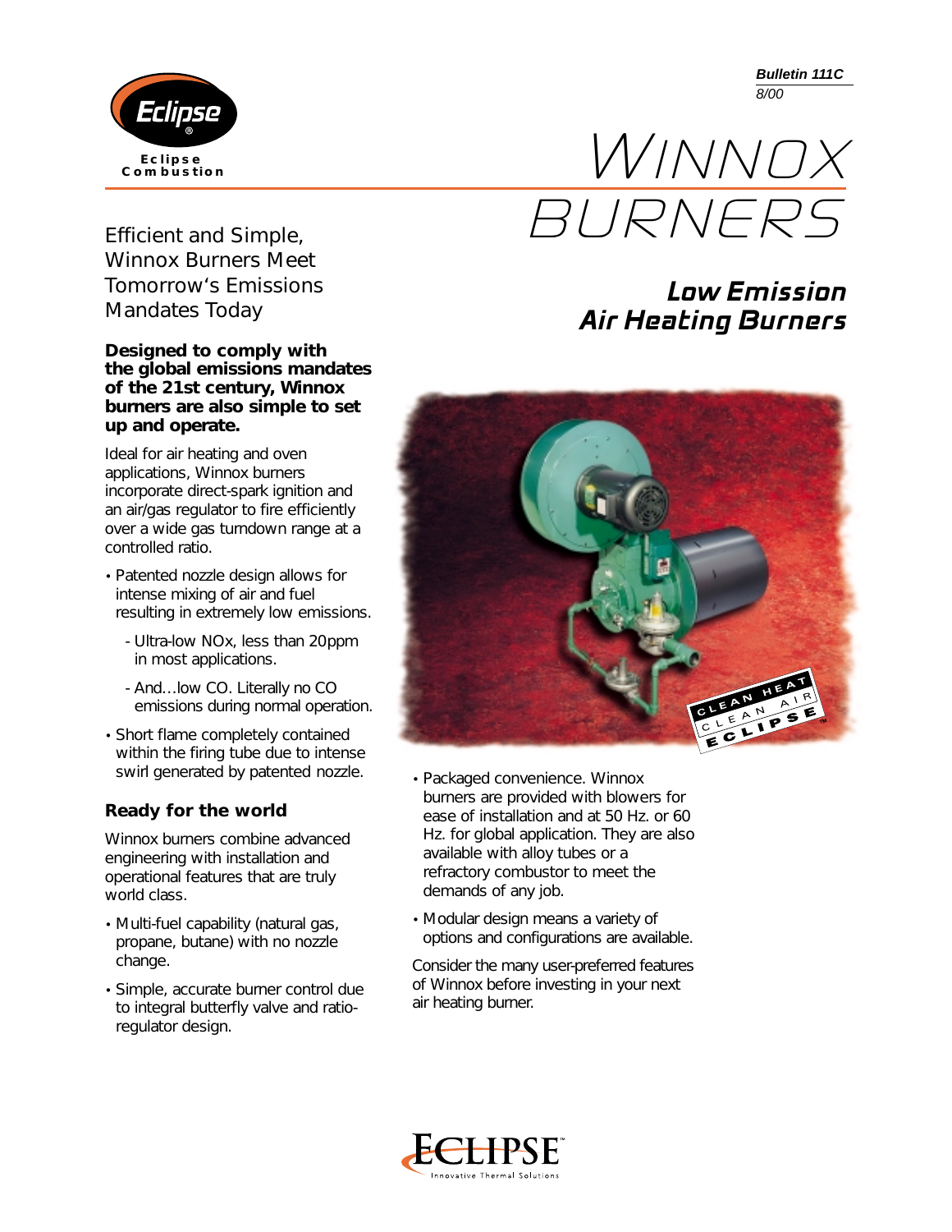**Bulletin 111C**
8/00

Eclipse Combustion

# WINNOX BURNERS

## Low Emission Air Heating Burners

Efficient and Simple, Winnox Burners Meet Tomorrow's Emissions Mandates Today

**Designed to comply with the global emissions mandates of the 21st century, Winnox burners are also simple to set up and operate.**

Ideal for air heating and oven applications, Winnox burners incorporate direct-spark ignition and an air/gas regulator to fire efficiently over a wide gas turndown range at a controlled ratio.

- Patented nozzle design allows for intense mixing of air and fuel resulting in extremely low emissions.
  - Ultra-low NOx, less than 20ppm in most applications.
  - And…low CO. Literally no CO emissions during normal operation.
- Short flame completely contained within the firing tube due to intense swirl generated by patented nozzle.

### Ready for the world

Winnox burners combine advanced engineering with installation and operational features that are truly world class.

- Multi-fuel capability (natural gas, propane, butane) with no nozzle change.
- Simple, accurate burner control due to integral butterfly valve and ratio-regulator design.
- Packaged convenience. Winnox burners are provided with blowers for ease of installation and at 50 Hz. or 60 Hz. for global application. They are also available with alloy tubes or a refractory combustor to meet the demands of any job.
- Modular design means a variety of options and configurations are available.

Consider the many user-preferred features of Winnox before investing in your next air heating burner.

CLEAN HEAT CLEAN AIR ECLIPSE™

ECLIPSE™ Innovative Thermal Solutions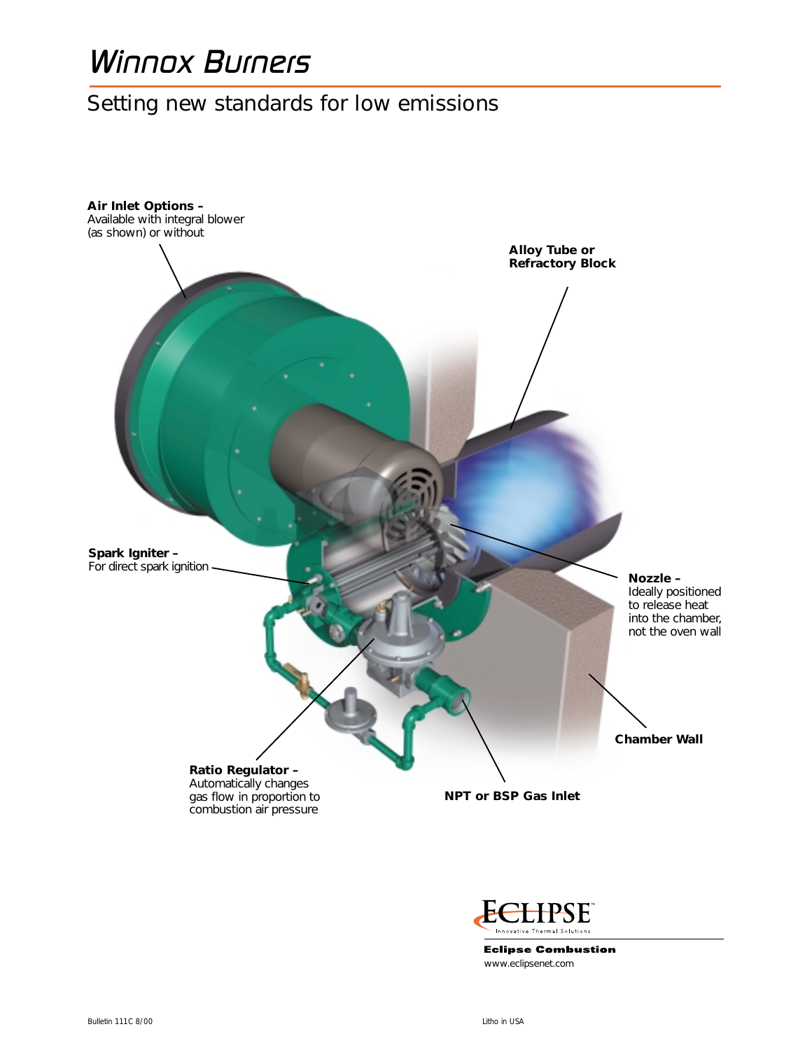# Winnox Burners

## Setting new standards for low emissions

**Air Inlet Options –** Available with integral blower (as shown) or without

**Alloy Tube or Refractory Block**

**Spark Igniter –** For direct spark ignition

**Nozzle –** Ideally positioned to release heat into the chamber, not the oven wall

**Chamber Wall**

**Ratio Regulator –** Automatically changes gas flow in proportion to combustion air pressure

**NPT or BSP Gas Inlet**

ECLIPSE™
Innovative Thermal Solutions

**Eclipse Combustion**
www.eclipsenet.com

Bulletin 111C 8/00

Litho in USA